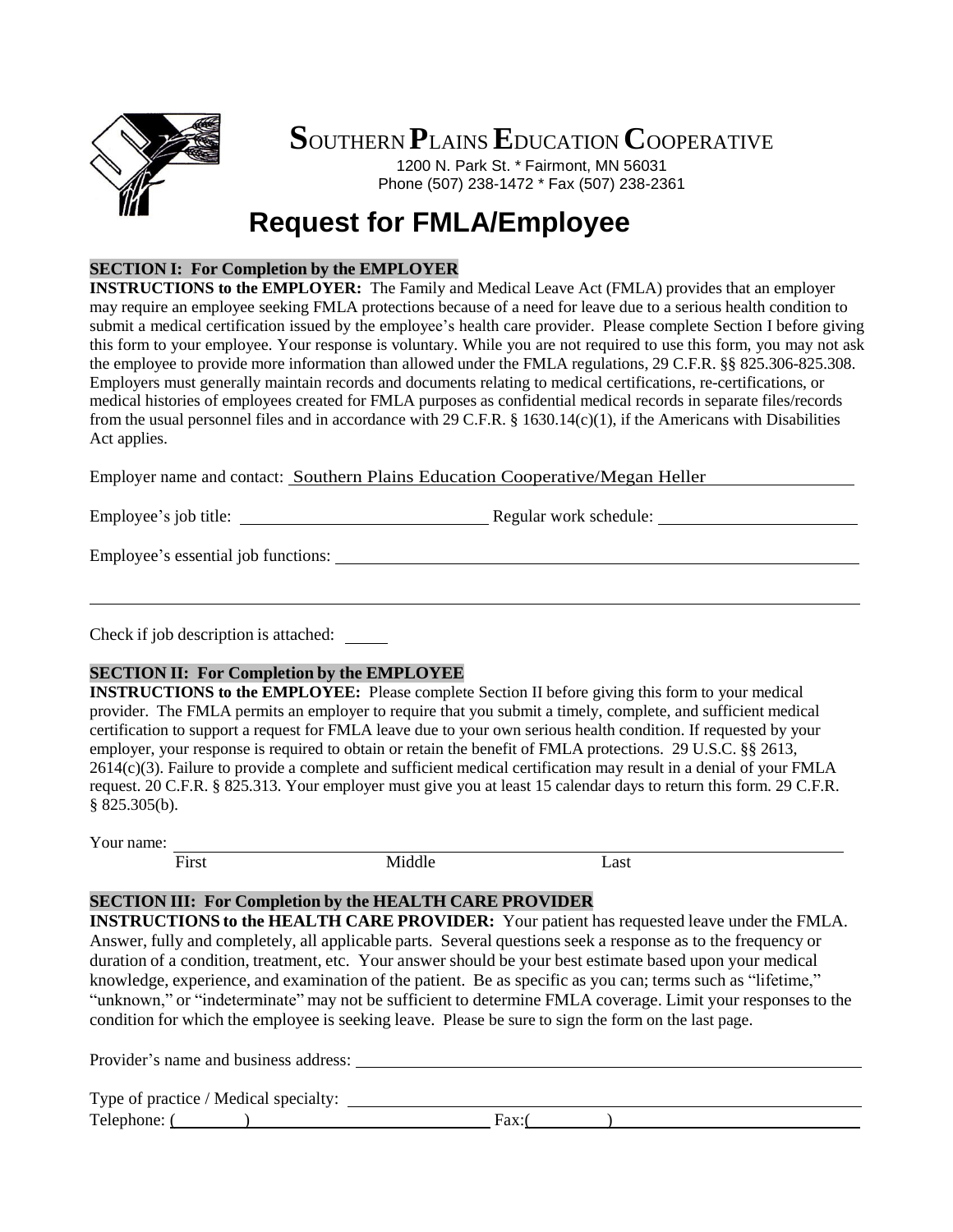# SOUTHERN PLAINS EDUCATION COOPERATIVE

1200 N. Park St. * Fairmont, MN 56031
Phone (507) 238-1472 * Fax (507) 238-2361

# Request for FMLA/Employee

## SECTION I: For Completion by the EMPLOYER

**INSTRUCTIONS to the EMPLOYER:** The Family and Medical Leave Act (FMLA) provides that an employer may require an employee seeking FMLA protections because of a need for leave due to a serious health condition to submit a medical certification issued by the employee's health care provider. Please complete Section I before giving this form to your employee. Your response is voluntary. While you are not required to use this form, you may not ask the employee to provide more information than allowed under the FMLA regulations, 29 C.F.R. §§ 825.306-825.308. Employers must generally maintain records and documents relating to medical certifications, re-certifications, or medical histories of employees created for FMLA purposes as confidential medical records in separate files/records from the usual personnel files and in accordance with 29 C.F.R. § 1630.14(c)(1), if the Americans with Disabilities Act applies.

Employer name and contact: Southern Plains Education Cooperative/Megan Heller

Employee's job title: ______________________ Regular work schedule: ______________________

Employee's essential job functions: ____________________________________________

______________________________________________________________________

Check if job description is attached: _____

## SECTION II: For Completion by the EMPLOYEE

**INSTRUCTIONS to the EMPLOYEE:** Please complete Section II before giving this form to your medical provider. The FMLA permits an employer to require that you submit a timely, complete, and sufficient medical certification to support a request for FMLA leave due to your own serious health condition. If requested by your employer, your response is required to obtain or retain the benefit of FMLA protections. 29 U.S.C. §§ 2613, 2614(c)(3). Failure to provide a complete and sufficient medical certification may result in a denial of your FMLA request. 20 C.F.R. § 825.313. Your employer must give you at least 15 calendar days to return this form. 29 C.F.R. § 825.305(b).

Your name: ____________________________________________
First Middle Last

## SECTION III: For Completion by the HEALTH CARE PROVIDER

**INSTRUCTIONS to the HEALTH CARE PROVIDER:** Your patient has requested leave under the FMLA. Answer, fully and completely, all applicable parts. Several questions seek a response as to the frequency or duration of a condition, treatment, etc. Your answer should be your best estimate based upon your medical knowledge, experience, and examination of the patient. Be as specific as you can; terms such as "lifetime," "unknown," or "indeterminate" may not be sufficient to determine FMLA coverage. Limit your responses to the condition for which the employee is seeking leave. Please be sure to sign the form on the last page.

Provider's name and business address: ____________________________________________

Type of practice / Medical specialty: ____________________________________________

Telephone: (        ) ______________________ Fax:(        ) ______________________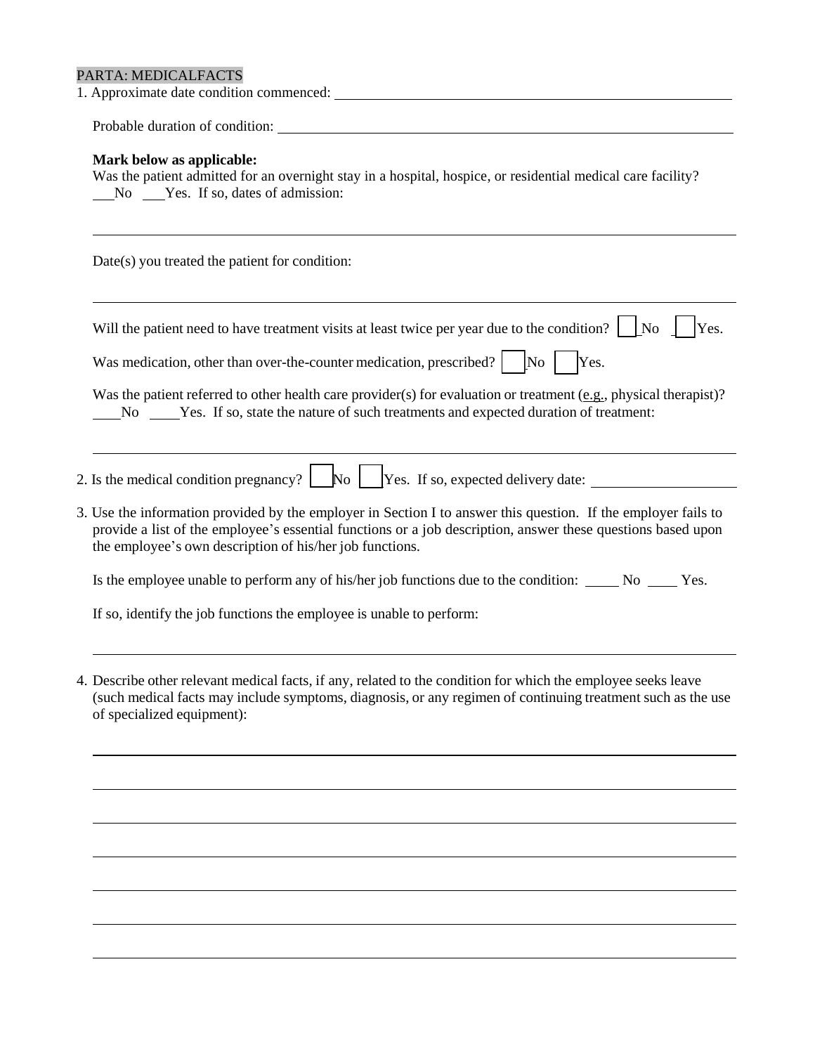PARTA: MEDICALFACTS

1. Approximate date condition commenced: ______________________________

   Probable duration of condition: ______________________________

   **Mark below as applicable:**
   Was the patient admitted for an overnight stay in a hospital, hospice, or residential medical care facility?
   ___No ___Yes. If so, dates of admission:

   ______________________________

   Date(s) you treated the patient for condition:

   ______________________________

   Will the patient need to have treatment visits at least twice per year due to the condition? ☐ No ☐ Yes.

   Was medication, other than over-the-counter medication, prescribed? ☐ No ☐ Yes.

   Was the patient referred to other health care provider(s) for evaluation or treatment (e.g., physical therapist)?
   ____No ____Yes. If so, state the nature of such treatments and expected duration of treatment:

   ______________________________

2. Is the medical condition pregnancy? ☐ No ☐ Yes. If so, expected delivery date: ____________________

3. Use the information provided by the employer in Section I to answer this question. If the employer fails to provide a list of the employee's essential functions or a job description, answer these questions based upon the employee's own description of his/her job functions.

   Is the employee unable to perform any of his/her job functions due to the condition: _____ No ____ Yes.

   If so, identify the job functions the employee is unable to perform:

   ______________________________

4. Describe other relevant medical facts, if any, related to the condition for which the employee seeks leave (such medical facts may include symptoms, diagnosis, or any regimen of continuing treatment such as the use of specialized equipment):

   ______________________________

   ______________________________

   ______________________________

   ______________________________

   ______________________________

   ______________________________

   ______________________________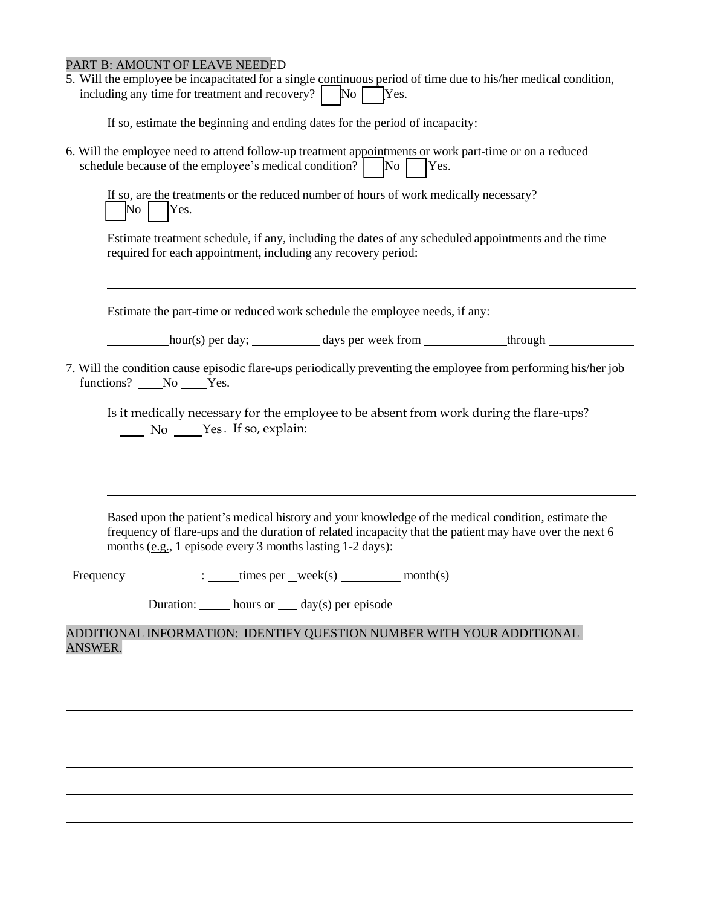PART B: AMOUNT OF LEAVE NEEDED

5. Will the employee be incapacitated for a single continuous period of time due to his/her medical condition, including any time for treatment and recovery? ☐ No ☐ Yes.

   If so, estimate the beginning and ending dates for the period of incapacity: ______________________

6. Will the employee need to attend follow-up treatment appointments or work part-time or on a reduced schedule because of the employee's medical condition? ☐ No ☐ Yes.

   If so, are the treatments or the reduced number of hours of work medically necessary?
   ☐ No ☐ Yes.

   Estimate treatment schedule, if any, including the dates of any scheduled appointments and the time required for each appointment, including any recovery period:

   ______________________________________________________________________________

   Estimate the part-time or reduced work schedule the employee needs, if any:

   __________hour(s) per day; __________ days per week from ____________through ____________

7. Will the condition cause episodic flare-ups periodically preventing the employee from performing his/her job functions? ____No ____Yes.

   Is it medically necessary for the employee to be absent from work during the flare-ups?
   ____ No ____Yes. If so, explain:

   ______________________________________________________________________________

   ______________________________________________________________________________

   Based upon the patient's medical history and your knowledge of the medical condition, estimate the frequency of flare-ups and the duration of related incapacity that the patient may have over the next 6 months (e.g., 1 episode every 3 months lasting 1-2 days):

Frequency : _____times per _week(s) _________ month(s)

Duration: _____ hours or ___ day(s) per episode

ADDITIONAL INFORMATION: IDENTIFY QUESTION NUMBER WITH YOUR ADDITIONAL ANSWER.

______________________________________________________________________________

______________________________________________________________________________

______________________________________________________________________________

______________________________________________________________________________

______________________________________________________________________________

______________________________________________________________________________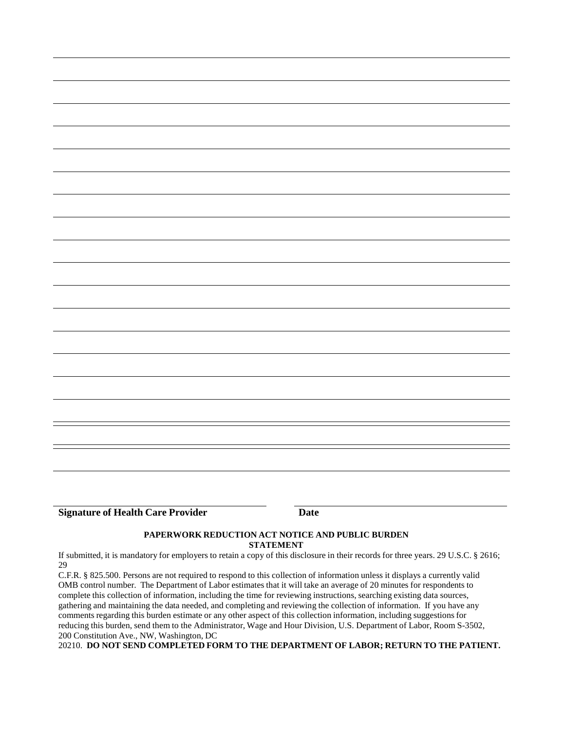**Signature of Health Care Provider** **Date**

**PAPERWORK REDUCTION ACT NOTICE AND PUBLIC BURDEN STATEMENT**

If submitted, it is mandatory for employers to retain a copy of this disclosure in their records for three years. 29 U.S.C. § 2616; 29 C.F.R. § 825.500. Persons are not required to respond to this collection of information unless it displays a currently valid OMB control number. The Department of Labor estimates that it will take an average of 20 minutes for respondents to complete this collection of information, including the time for reviewing instructions, searching existing data sources, gathering and maintaining the data needed, and completing and reviewing the collection of information. If you have any comments regarding this burden estimate or any other aspect of this collection information, including suggestions for reducing this burden, send them to the Administrator, Wage and Hour Division, U.S. Department of Labor, Room S-3502, 200 Constitution Ave., NW, Washington, DC 20210. **DO NOT SEND COMPLETED FORM TO THE DEPARTMENT OF LABOR; RETURN TO THE PATIENT.**